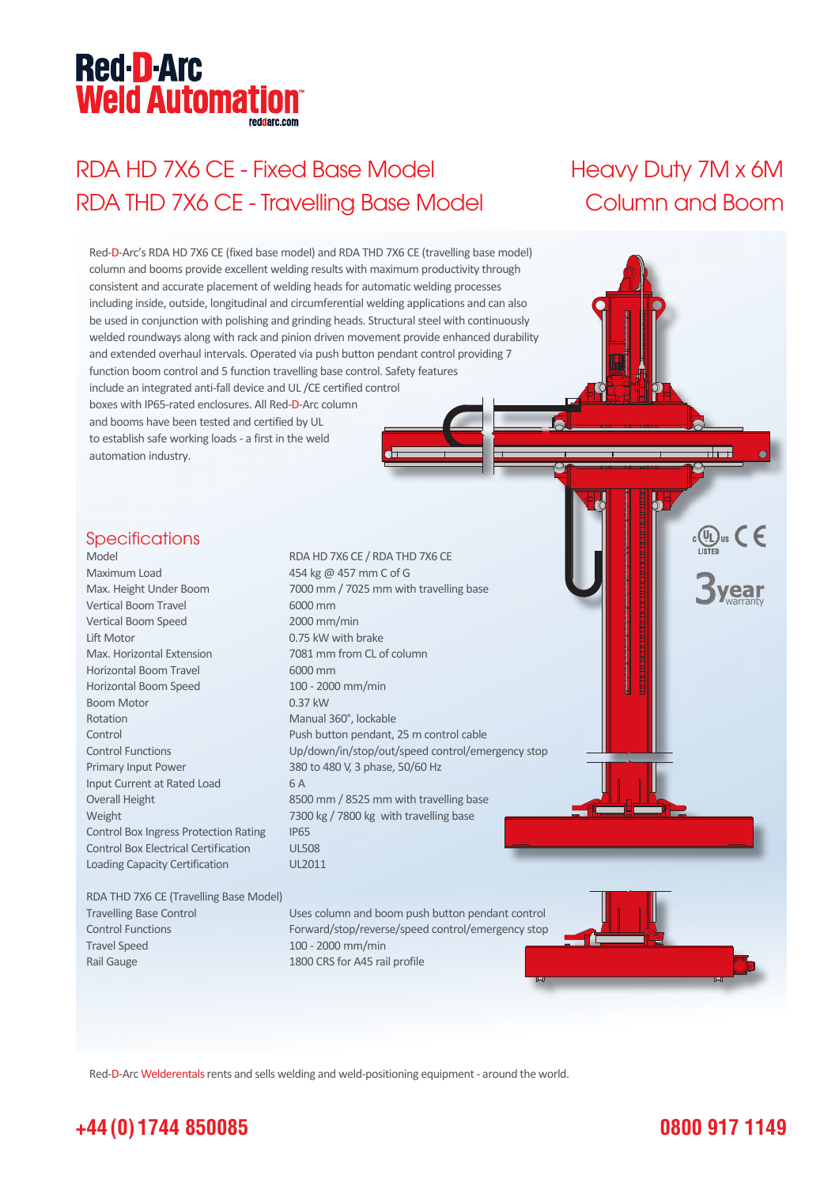# Red-D-Arc Weld Automation

reddarc.com

## RDA HD 7X6 CE - Fixed Base Model
## RDA THD 7X6 CE - Travelling Base Model

## Heavy Duty 7M x 6M Column and Boom

Red-D-Arc's RDA HD 7X6 CE (fixed base model) and RDA THD 7X6 CE (travelling base model) column and booms provide excellent welding results with maximum productivity through consistent and accurate placement of welding heads for automatic welding processes including inside, outside, longitudinal and circumferential welding applications and can also be used in conjunction with polishing and grinding heads. Structural steel with continuously welded roundways along with rack and pinion driven movement provide enhanced durability and extended overhaul intervals. Operated via push button pendant control providing 7 function boom control and 5 function travelling base control. Safety features include an integrated anti-fall device and UL /CE certified control boxes with IP65-rated enclosures. All Red-D-Arc column and booms have been tested and certified by UL to establish safe working loads - a first in the weld automation industry.

c UL us LISTED CE

3 year warranty

## Specifications

| | |
|---|---|
| Model | RDA HD 7X6 CE / RDA THD 7X6 CE |
| Maximum Load | 454 kg @ 457 mm C of G |
| Max. Height Under Boom | 7000 mm / 7025 mm with travelling base |
| Vertical Boom Travel | 6000 mm |
| Vertical Boom Speed | 2000 mm/min |
| Lift Motor | 0.75 kW with brake |
| Max. Horizontal Extension | 7081 mm from CL of column |
| Horizontal Boom Travel | 6000 mm |
| Horizontal Boom Speed | 100 - 2000 mm/min |
| Boom Motor | 0.37 kW |
| Rotation | Manual 360°, lockable |
| Control | Push button pendant, 25 m control cable |
| Control Functions | Up/down/in/stop/out/speed control/emergency stop |
| Primary Input Power | 380 to 480 V, 3 phase, 50/60 Hz |
| Input Current at Rated Load | 6 A |
| Overall Height | 8500 mm / 8525 mm with travelling base |
| Weight | 7300 kg / 7800 kg with travelling base |
| Control Box Ingress Protection Rating | IP65 |
| Control Box Electrical Certification | UL508 |
| Loading Capacity Certification | UL2011 |

| RDA THD 7X6 CE (Travelling Base Model) | |
|---|---|
| Travelling Base Control | Uses column and boom push button pendant control |
| Control Functions | Forward/stop/reverse/speed control/emergency stop |
| Travel Speed | 100 - 2000 mm/min |
| Rail Gauge | 1800 CRS for A45 rail profile |

Red-D-Arc Welderentals rents and sells welding and weld-positioning equipment - around the world.

**+44 (0) 1744 850085** **0800 917 1149**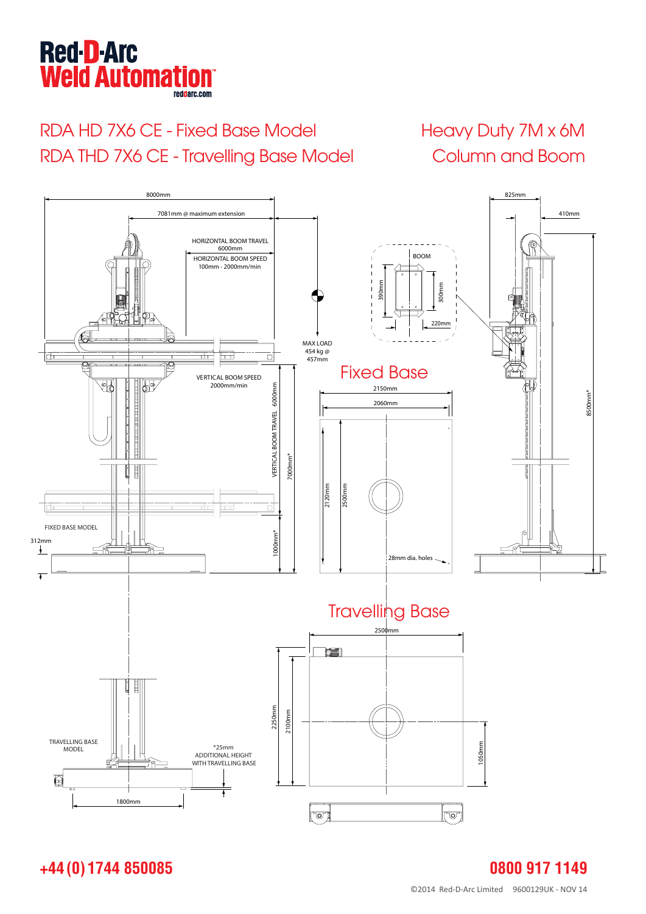Red·D·Arc
Weld Automation™
reddarc.com

# RDA HD 7X6 CE - Fixed Base Model
# RDA THD 7X6 CE - Travelling Base Model

## Heavy Duty 7M x 6M Column and Boom

8000mm
7081mm @ maximum extension
HORIZONTAL BOOM TRAVEL 6000mm
HORIZONTAL BOOM SPEED 100mm - 2000mm/min
MAX LOAD 454 kg @ 457mm
VERTICAL BOOM SPEED 2000mm/min
VERTICAL BOOM TRAVEL 6000mm
7000mm*
1000mm*
FIXED BASE MODEL
312mm

BOOM
390mm
300mm
220mm

825mm
410mm
8500mm*

## Fixed Base

2150mm
2060mm
2120mm
2500mm
28mm dia. holes

## Travelling Base

2500mm
2250mm
2100mm
1050mm

TRAVELLING BASE MODEL
*25mm ADDITIONAL HEIGHT WITH TRAVELLING BASE
1800mm

**+44 (0) 1744 850085**

**0800 917 1149**

©2014 Red-D-Arc Limited 9600129UK - NOV 14